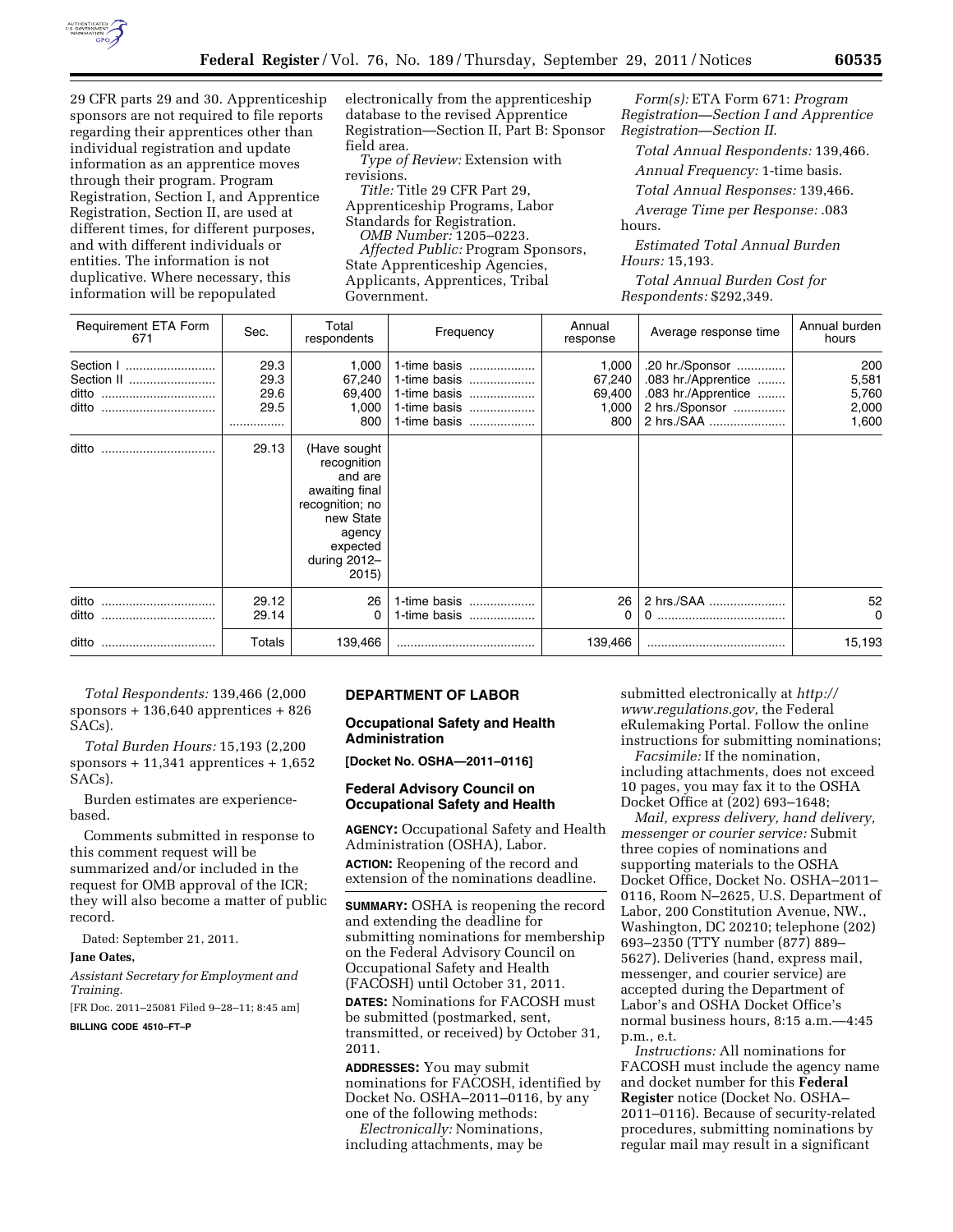29 CFR parts 29 and 30. Apprenticeship sponsors are not required to file reports regarding their apprentices other than individual registration and update information as an apprentice moves through their program. Program Registration, Section I, and Apprentice Registration, Section II, are used at different times, for different purposes, and with different individuals or entities. The information is not duplicative. Where necessary, this information will be repopulated electronically from the apprenticeship database to the revised Apprentice Registration—Section II, Part B: Sponsor field area.

*Type of Review:* Extension with revisions.

*Title:* Title 29 CFR Part 29, Apprenticeship Programs, Labor Standards for Registration.

*OMB Number:* 1205–0223.

*Affected Public:* Program Sponsors, State Apprenticeship Agencies, Applicants, Apprentices, Tribal Government.

*Form(s):* ETA Form 671: *Program Registration—Section I and Apprentice Registration—Section II.*

*Total Annual Respondents:* 139,466.

*Annual Frequency:* 1-time basis.

*Total Annual Responses:* 139,466.

*Average Time per Response:* .083 hours.

*Estimated Total Annual Burden Hours:* 15,193.

*Total Annual Burden Cost for Respondents:* $292,349.

| Requirement ETA Form 671 | Sec. | Total respondents | Frequency | Annual response | Average response time | Annual burden hours |
|---|---|---|---|---|---|---|
| Section I | 29.3 | 1,000 | 1-time basis | 1,000 | .20 hr./Sponsor | 200 |
| Section II | 29.3 | 67,240 | 1-time basis | 67,240 | .083 hr./Apprentice | 5,581 |
| ditto | 29.6 | 69,400 | 1-time basis | 69,400 | .083 hr./Apprentice | 5,760 |
| ditto | 29.5 | 1,000 | 1-time basis | 1,000 | 2 hrs./Sponsor | 2,000 |
| | ................ | 800 | 1-time basis | 800 | 2 hrs./SAA | 1,600 |
| ditto | 29.13 | (Have sought recognition and are awaiting final recognition; no new State agency expected during 2012–2015) | | | | |
| ditto | 29.12 | 26 | 1-time basis | 26 | 2 hrs./SAA | 52 |
| ditto | 29.14 | 0 | 1-time basis | 0 | 0 | 0 |
| ditto | Totals | 139,466 | | 139,466 | | 15,193 |

*Total Respondents:* 139,466 (2,000 sponsors + 136,640 apprentices + 826 SACs).

*Total Burden Hours:* 15,193 (2,200 sponsors + 11,341 apprentices + 1,652 SACs).

Burden estimates are experience-based.

Comments submitted in response to this comment request will be summarized and/or included in the request for OMB approval of the ICR; they will also become a matter of public record.

Dated: September 21, 2011.

**Jane Oates,**

*Assistant Secretary for Employment and Training.*

[FR Doc. 2011–25081 Filed 9–28–11; 8:45 am]

**BILLING CODE 4510–FT–P**

## DEPARTMENT OF LABOR

### Occupational Safety and Health Administration

**[Docket No. OSHA—2011–0116]**

### Federal Advisory Council on Occupational Safety and Health

**AGENCY:** Occupational Safety and Health Administration (OSHA), Labor.

**ACTION:** Reopening of the record and extension of the nominations deadline.

**SUMMARY:** OSHA is reopening the record and extending the deadline for submitting nominations for membership on the Federal Advisory Council on Occupational Safety and Health (FACOSH) until October 31, 2011.

**DATES:** Nominations for FACOSH must be submitted (postmarked, sent, transmitted, or received) by October 31, 2011.

**ADDRESSES:** You may submit nominations for FACOSH, identified by Docket No. OSHA–2011–0116, by any one of the following methods:

*Electronically:* Nominations, including attachments, may be submitted electronically at *http://www.regulations.gov,* the Federal eRulemaking Portal. Follow the online instructions for submitting nominations;

*Facsimile:* If the nomination, including attachments, does not exceed 10 pages, you may fax it to the OSHA Docket Office at (202) 693–1648;

*Mail, express delivery, hand delivery, messenger or courier service:* Submit three copies of nominations and supporting materials to the OSHA Docket Office, Docket No. OSHA–2011–0116, Room N–2625, U.S. Department of Labor, 200 Constitution Avenue, NW., Washington, DC 20210; telephone (202) 693–2350 (TTY number (877) 889–5627). Deliveries (hand, express mail, messenger, and courier service) are accepted during the Department of Labor's and OSHA Docket Office's normal business hours, 8:15 a.m.—4:45 p.m., e.t.

*Instructions:* All nominations for FACOSH must include the agency name and docket number for this **Federal Register** notice (Docket No. OSHA–2011–0116). Because of security-related procedures, submitting nominations by regular mail may result in a significant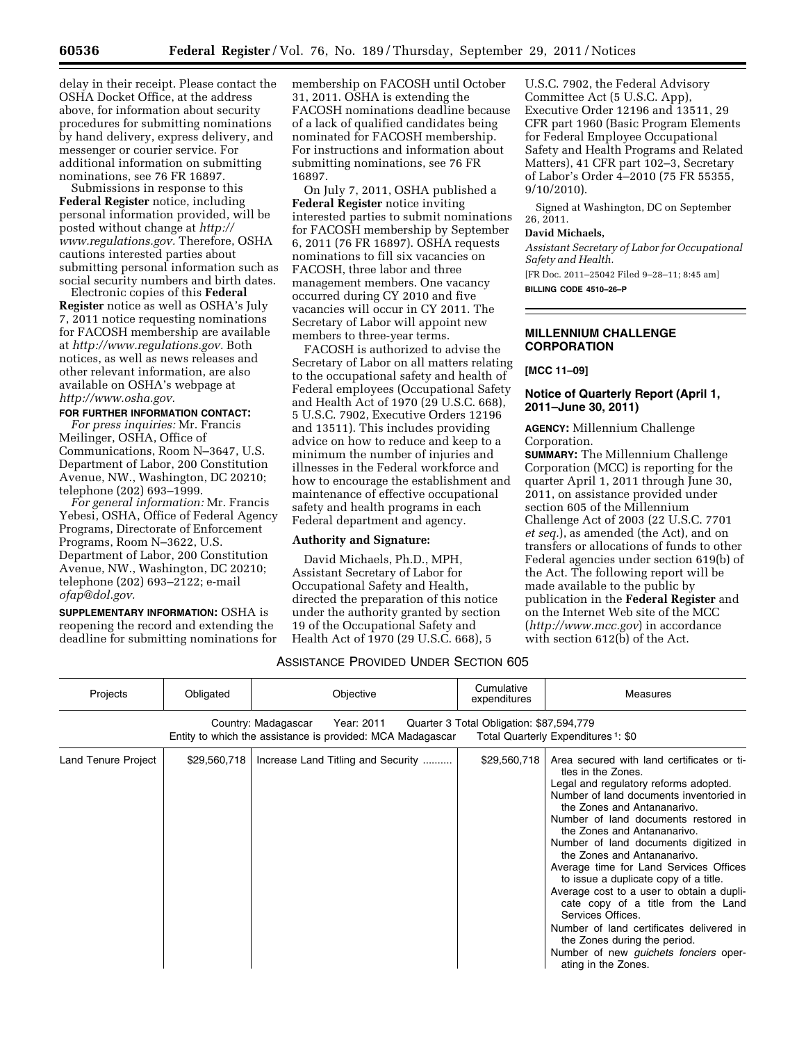delay in their receipt. Please contact the OSHA Docket Office, at the address above, for information about security procedures for submitting nominations by hand delivery, express delivery, and messenger or courier service. For additional information on submitting nominations, see 76 FR 16897.

Submissions in response to this **Federal Register** notice, including personal information provided, will be posted without change at *http://www.regulations.gov.* Therefore, OSHA cautions interested parties about submitting personal information such as social security numbers and birth dates.

Electronic copies of this **Federal Register** notice as well as OSHA's July 7, 2011 notice requesting nominations for FACOSH membership are available at *http://www.regulations.gov.* Both notices, as well as news releases and other relevant information, are also available on OSHA's webpage at *http://www.osha.gov.*

**FOR FURTHER INFORMATION CONTACT:**

*For press inquiries:* Mr. Francis Meilinger, OSHA, Office of Communications, Room N–3647, U.S. Department of Labor, 200 Constitution Avenue, NW., Washington, DC 20210; telephone (202) 693–1999.

*For general information:* Mr. Francis Yebesi, OSHA, Office of Federal Agency Programs, Directorate of Enforcement Programs, Room N–3622, U.S. Department of Labor, 200 Constitution Avenue, NW., Washington, DC 20210; telephone (202) 693–2122; e-mail *ofap@dol.gov.*

**SUPPLEMENTARY INFORMATION:** OSHA is reopening the record and extending the deadline for submitting nominations for membership on FACOSH until October 31, 2011. OSHA is extending the FACOSH nominations deadline because of a lack of qualified candidates being nominated for FACOSH membership. For instructions and information about submitting nominations, see 76 FR 16897.

On July 7, 2011, OSHA published a **Federal Register** notice inviting interested parties to submit nominations for FACOSH membership by September 6, 2011 (76 FR 16897). OSHA requests nominations to fill six vacancies on FACOSH, three labor and three management members. One vacancy occurred during CY 2010 and five vacancies will occur in CY 2011. The Secretary of Labor will appoint new members to three-year terms.

FACOSH is authorized to advise the Secretary of Labor on all matters relating to the occupational safety and health of Federal employees (Occupational Safety and Health Act of 1970 (29 U.S.C. 668), 5 U.S.C. 7902, Executive Orders 12196 and 13511). This includes providing advice on how to reduce and keep to a minimum the number of injuries and illnesses in the Federal workforce and how to encourage the establishment and maintenance of effective occupational safety and health programs in each Federal department and agency.

**Authority and Signature:**

David Michaels, Ph.D., MPH, Assistant Secretary of Labor for Occupational Safety and Health, directed the preparation of this notice under the authority granted by section 19 of the Occupational Safety and Health Act of 1970 (29 U.S.C. 668), 5 U.S.C. 7902, the Federal Advisory Committee Act (5 U.S.C. App), Executive Order 12196 and 13511, 29 CFR part 1960 (Basic Program Elements for Federal Employee Occupational Safety and Health Programs and Related Matters), 41 CFR part 102–3, Secretary of Labor's Order 4–2010 (75 FR 55355, 9/10/2010).

Signed at Washington, DC on September 26, 2011.

**David Michaels,**

*Assistant Secretary of Labor for Occupational Safety and Health.*

[FR Doc. 2011–25042 Filed 9–28–11; 8:45 am]

**BILLING CODE 4510–26–P**

## MILLENNIUM CHALLENGE CORPORATION

**[MCC 11–09]**

### Notice of Quarterly Report (April 1, 2011–June 30, 2011)

**AGENCY:** Millennium Challenge Corporation.

**SUMMARY:** The Millennium Challenge Corporation (MCC) is reporting for the quarter April 1, 2011 through June 30, 2011, on assistance provided under section 605 of the Millennium Challenge Act of 2003 (22 U.S.C. 7701 *et seq.*), as amended (the Act), and on transfers or allocations of funds to other Federal agencies under section 619(b) of the Act. The following report will be made available to the public by publication in the **Federal Register** and on the Internet Web site of the MCC (*http://www.mcc.gov*) in accordance with section 612(b) of the Act.

ASSISTANCE PROVIDED UNDER SECTION 605

| Projects | Obligated | Objective | Cumulative expenditures | Measures |
|---|---|---|---|---|
| Country: Madagascar Year: 2011 Quarter 3 Total Obligation: $87,594,779<br>Entity to which the assistance is provided: MCA Madagascar Total Quarterly Expenditures [1]: $0 | | | | |
| Land Tenure Project | $29,560,718 | Increase Land Titling and Security | $29,560,718 | Area secured with land certificates or titles in the Zones.<br>Legal and regulatory reforms adopted.<br>Number of land documents inventoried in the Zones and Antananarivo.<br>Number of land documents restored in the Zones and Antananarivo.<br>Number of land documents digitized in the Zones and Antananarivo.<br>Average time for Land Services Offices to issue a duplicate copy of a title.<br>Average cost to a user to obtain a duplicate copy of a title from the Land Services Offices.<br>Number of land certificates delivered in the Zones during the period.<br>Number of new *guichets fonciers* operating in the Zones. |